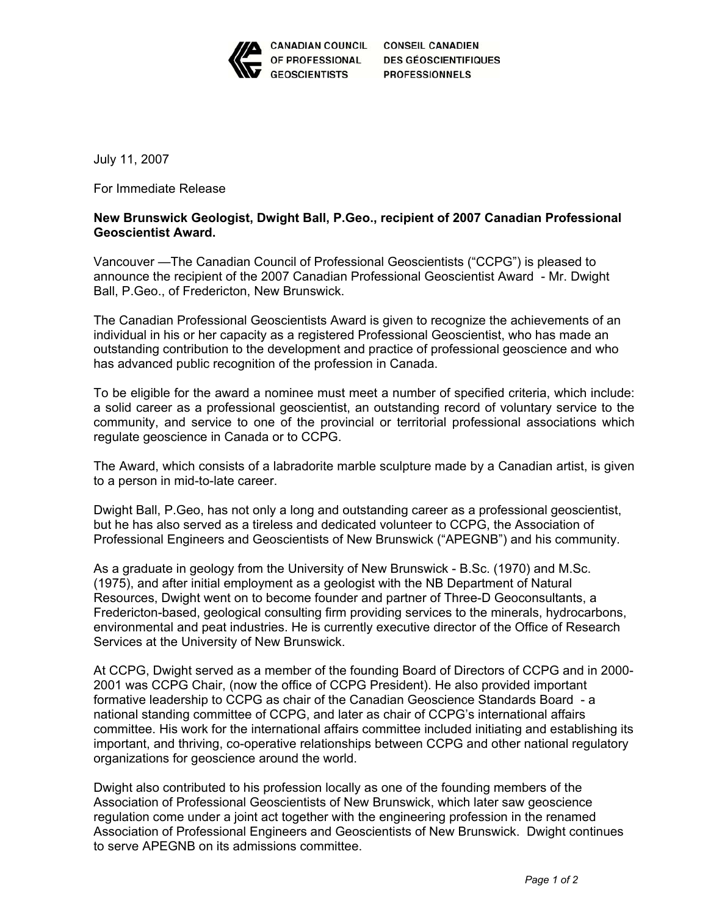CANADIAN COUNCIL OF PROFESSIONAL GEOSCIENTISTS
CONSEIL CANADIEN DES GÉOSCIENTIFIQUES PROFESSIONNELS

July 11, 2007

For Immediate Release

**New Brunswick Geologist, Dwight Ball, P.Geo., recipient of 2007 Canadian Professional Geoscientist Award.**

Vancouver —The Canadian Council of Professional Geoscientists ("CCPG") is pleased to announce the recipient of the 2007 Canadian Professional Geoscientist Award - Mr. Dwight Ball, P.Geo., of Fredericton, New Brunswick.

The Canadian Professional Geoscientists Award is given to recognize the achievements of an individual in his or her capacity as a registered Professional Geoscientist, who has made an outstanding contribution to the development and practice of professional geoscience and who has advanced public recognition of the profession in Canada.

To be eligible for the award a nominee must meet a number of specified criteria, which include: a solid career as a professional geoscientist, an outstanding record of voluntary service to the community, and service to one of the provincial or territorial professional associations which regulate geoscience in Canada or to CCPG.

The Award, which consists of a labradorite marble sculpture made by a Canadian artist, is given to a person in mid-to-late career.

Dwight Ball, P.Geo, has not only a long and outstanding career as a professional geoscientist, but he has also served as a tireless and dedicated volunteer to CCPG, the Association of Professional Engineers and Geoscientists of New Brunswick ("APEGNB") and his community.

As a graduate in geology from the University of New Brunswick - B.Sc. (1970) and M.Sc. (1975), and after initial employment as a geologist with the NB Department of Natural Resources, Dwight went on to become founder and partner of Three-D Geoconsultants, a Fredericton-based, geological consulting firm providing services to the minerals, hydrocarbons, environmental and peat industries. He is currently executive director of the Office of Research Services at the University of New Brunswick.

At CCPG, Dwight served as a member of the founding Board of Directors of CCPG and in 2000-2001 was CCPG Chair, (now the office of CCPG President). He also provided important formative leadership to CCPG as chair of the Canadian Geoscience Standards Board - a national standing committee of CCPG, and later as chair of CCPG's international affairs committee. His work for the international affairs committee included initiating and establishing its important, and thriving, co-operative relationships between CCPG and other national regulatory organizations for geoscience around the world.

Dwight also contributed to his profession locally as one of the founding members of the Association of Professional Geoscientists of New Brunswick, which later saw geoscience regulation come under a joint act together with the engineering profession in the renamed Association of Professional Engineers and Geoscientists of New Brunswick. Dwight continues to serve APEGNB on its admissions committee.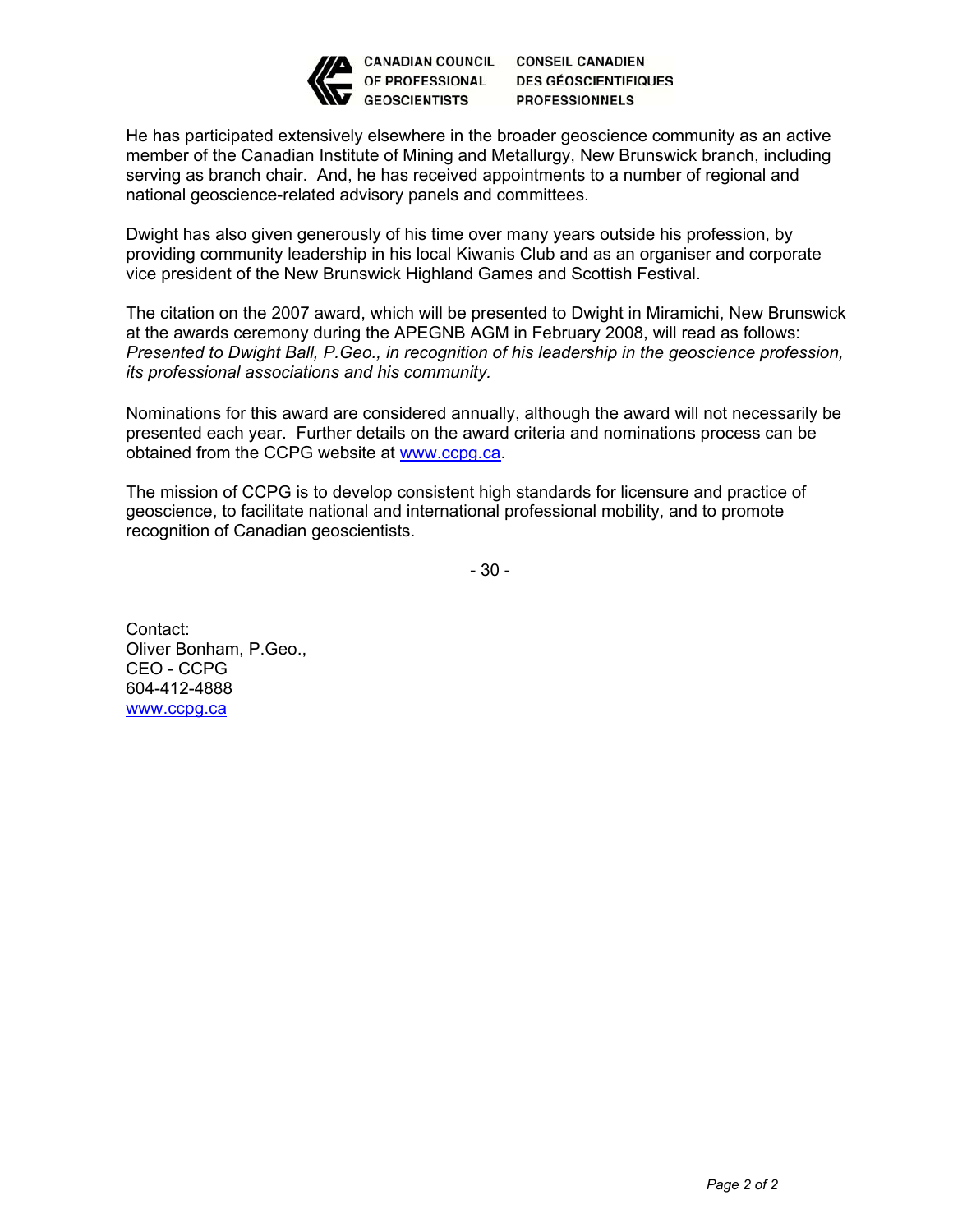He has participated extensively elsewhere in the broader geoscience community as an active member of the Canadian Institute of Mining and Metallurgy, New Brunswick branch, including serving as branch chair. And, he has received appointments to a number of regional and national geoscience-related advisory panels and committees.

Dwight has also given generously of his time over many years outside his profession, by providing community leadership in his local Kiwanis Club and as an organiser and corporate vice president of the New Brunswick Highland Games and Scottish Festival.

The citation on the 2007 award, which will be presented to Dwight in Miramichi, New Brunswick at the awards ceremony during the APEGNB AGM in February 2008, will read as follows: *Presented to Dwight Ball, P.Geo., in recognition of his leadership in the geoscience profession, its professional associations and his community.*

Nominations for this award are considered annually, although the award will not necessarily be presented each year. Further details on the award criteria and nominations process can be obtained from the CCPG website at www.ccpg.ca.

The mission of CCPG is to develop consistent high standards for licensure and practice of geoscience, to facilitate national and international professional mobility, and to promote recognition of Canadian geoscientists.

- 30 -

Contact:
Oliver Bonham, P.Geo.,
CEO - CCPG
604-412-4888
www.ccpg.ca